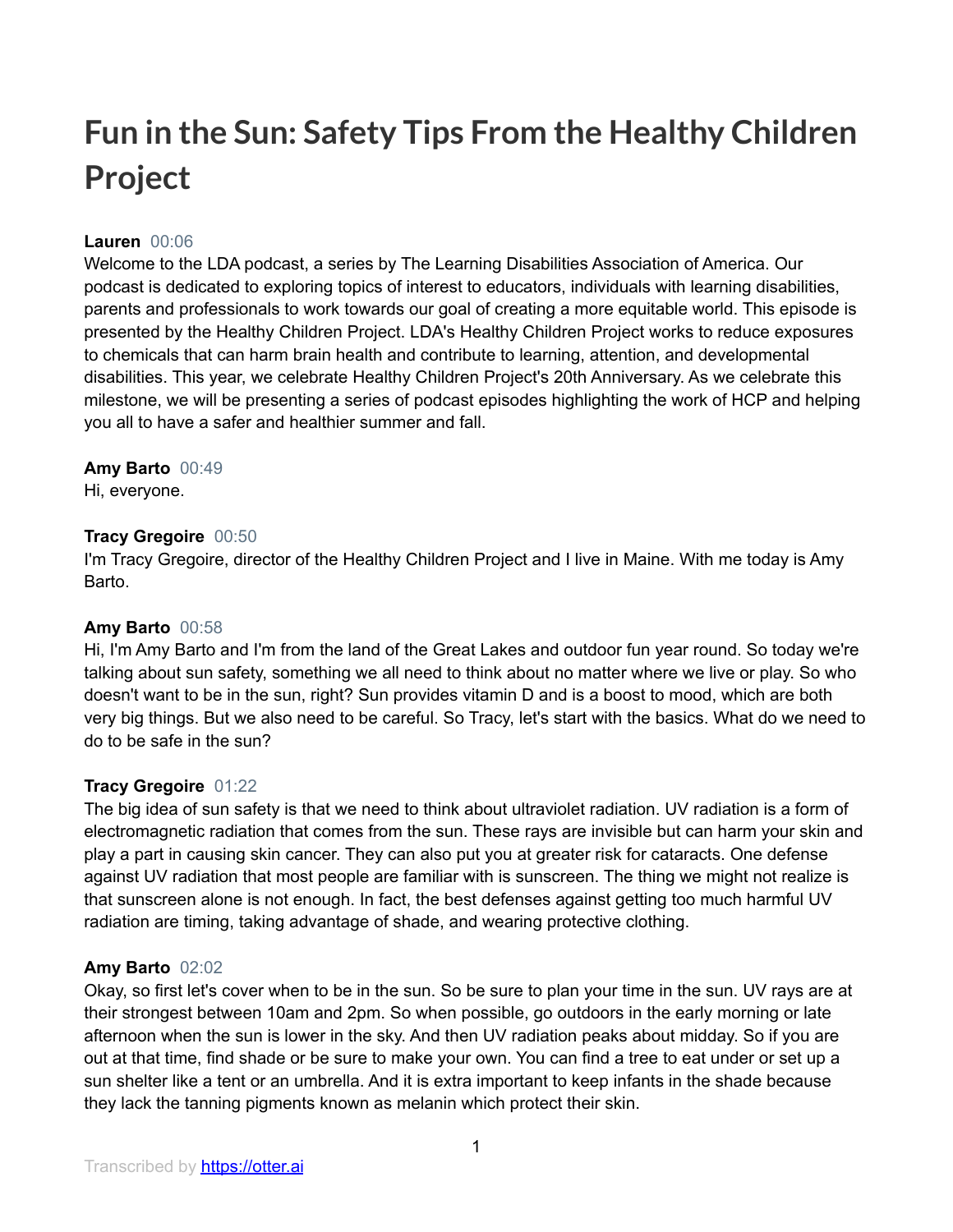# Fun in the Sun: Safety Tips From the Healthy Children Project

**Lauren** 00:06
Welcome to the LDA podcast, a series by The Learning Disabilities Association of America. Our podcast is dedicated to exploring topics of interest to educators, individuals with learning disabilities, parents and professionals to work towards our goal of creating a more equitable world. This episode is presented by the Healthy Children Project. LDA's Healthy Children Project works to reduce exposures to chemicals that can harm brain health and contribute to learning, attention, and developmental disabilities. This year, we celebrate Healthy Children Project's 20th Anniversary. As we celebrate this milestone, we will be presenting a series of podcast episodes highlighting the work of HCP and helping you all to have a safer and healthier summer and fall.

**Amy Barto** 00:49
Hi, everyone.

**Tracy Gregoire** 00:50
I'm Tracy Gregoire, director of the Healthy Children Project and I live in Maine. With me today is Amy Barto.

**Amy Barto** 00:58
Hi, I'm Amy Barto and I'm from the land of the Great Lakes and outdoor fun year round. So today we're talking about sun safety, something we all need to think about no matter where we live or play. So who doesn't want to be in the sun, right? Sun provides vitamin D and is a boost to mood, which are both very big things. But we also need to be careful. So Tracy, let's start with the basics. What do we need to do to be safe in the sun?

**Tracy Gregoire** 01:22
The big idea of sun safety is that we need to think about ultraviolet radiation. UV radiation is a form of electromagnetic radiation that comes from the sun. These rays are invisible but can harm your skin and play a part in causing skin cancer. They can also put you at greater risk for cataracts. One defense against UV radiation that most people are familiar with is sunscreen. The thing we might not realize is that sunscreen alone is not enough. In fact, the best defenses against getting too much harmful UV radiation are timing, taking advantage of shade, and wearing protective clothing.

**Amy Barto** 02:02
Okay, so first let's cover when to be in the sun. So be sure to plan your time in the sun. UV rays are at their strongest between 10am and 2pm. So when possible, go outdoors in the early morning or late afternoon when the sun is lower in the sky. And then UV radiation peaks about midday. So if you are out at that time, find shade or be sure to make your own. You can find a tree to eat under or set up a sun shelter like a tent or an umbrella. And it is extra important to keep infants in the shade because they lack the tanning pigments known as melanin which protect their skin.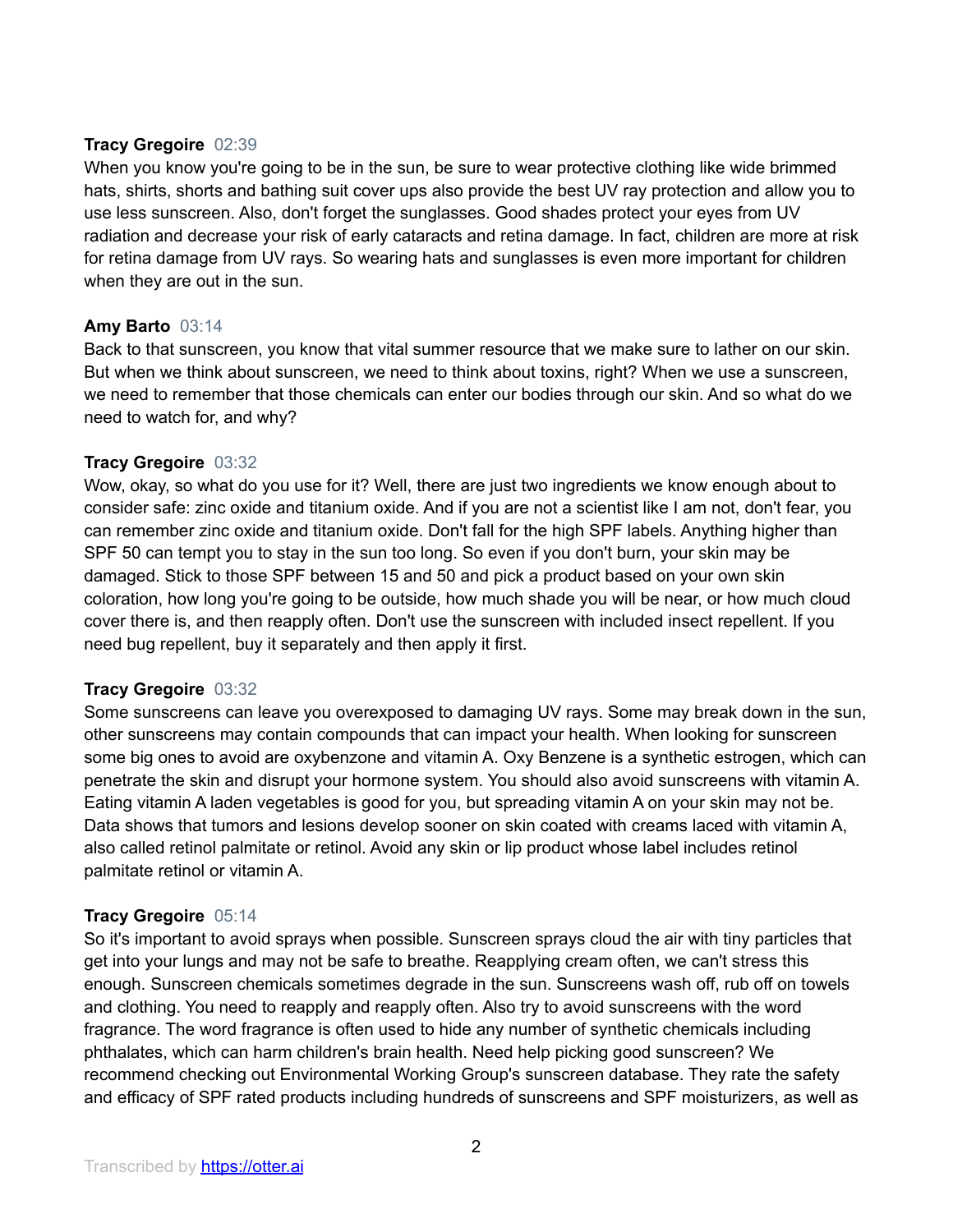**Tracy Gregoire** 02:39
When you know you're going to be in the sun, be sure to wear protective clothing like wide brimmed hats, shirts, shorts and bathing suit cover ups also provide the best UV ray protection and allow you to use less sunscreen. Also, don't forget the sunglasses. Good shades protect your eyes from UV radiation and decrease your risk of early cataracts and retina damage. In fact, children are more at risk for retina damage from UV rays. So wearing hats and sunglasses is even more important for children when they are out in the sun.

**Amy Barto** 03:14
Back to that sunscreen, you know that vital summer resource that we make sure to lather on our skin. But when we think about sunscreen, we need to think about toxins, right? When we use a sunscreen, we need to remember that those chemicals can enter our bodies through our skin. And so what do we need to watch for, and why?

**Tracy Gregoire** 03:32
Wow, okay, so what do you use for it? Well, there are just two ingredients we know enough about to consider safe: zinc oxide and titanium oxide. And if you are not a scientist like I am not, don't fear, you can remember zinc oxide and titanium oxide. Don't fall for the high SPF labels. Anything higher than SPF 50 can tempt you to stay in the sun too long. So even if you don't burn, your skin may be damaged. Stick to those SPF between 15 and 50 and pick a product based on your own skin coloration, how long you're going to be outside, how much shade you will be near, or how much cloud cover there is, and then reapply often. Don't use the sunscreen with included insect repellent. If you need bug repellent, buy it separately and then apply it first.

**Tracy Gregoire** 03:32
Some sunscreens can leave you overexposed to damaging UV rays. Some may break down in the sun, other sunscreens may contain compounds that can impact your health. When looking for sunscreen some big ones to avoid are oxybenzone and vitamin A. Oxy Benzene is a synthetic estrogen, which can penetrate the skin and disrupt your hormone system. You should also avoid sunscreens with vitamin A. Eating vitamin A laden vegetables is good for you, but spreading vitamin A on your skin may not be. Data shows that tumors and lesions develop sooner on skin coated with creams laced with vitamin A, also called retinol palmitate or retinol. Avoid any skin or lip product whose label includes retinol palmitate retinol or vitamin A.

**Tracy Gregoire** 05:14
So it's important to avoid sprays when possible. Sunscreen sprays cloud the air with tiny particles that get into your lungs and may not be safe to breathe. Reapplying cream often, we can't stress this enough. Sunscreen chemicals sometimes degrade in the sun. Sunscreens wash off, rub off on towels and clothing. You need to reapply and reapply often. Also try to avoid sunscreens with the word fragrance. The word fragrance is often used to hide any number of synthetic chemicals including phthalates, which can harm children's brain health. Need help picking good sunscreen? We recommend checking out Environmental Working Group's sunscreen database. They rate the safety and efficacy of SPF rated products including hundreds of sunscreens and SPF moisturizers, as well as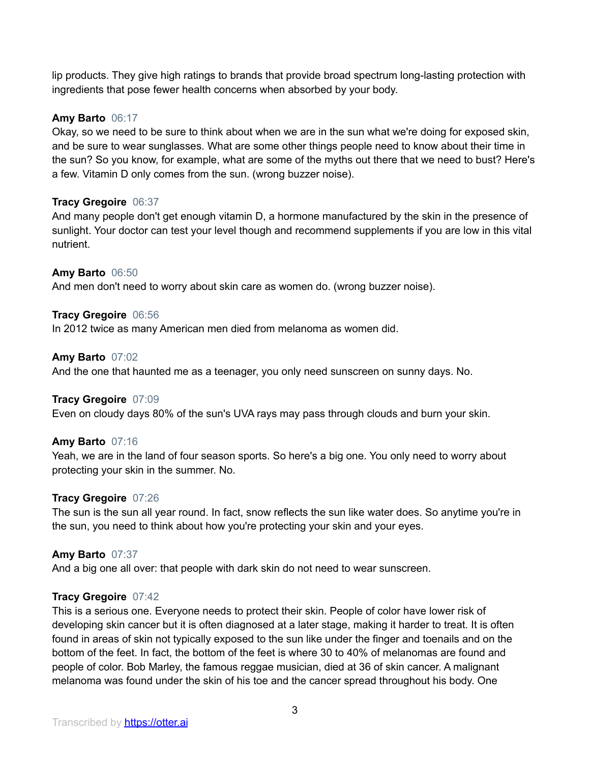lip products. They give high ratings to brands that provide broad spectrum long-lasting protection with ingredients that pose fewer health concerns when absorbed by your body.

**Amy Barto** 06:17
Okay, so we need to be sure to think about when we are in the sun what we're doing for exposed skin, and be sure to wear sunglasses. What are some other things people need to know about their time in the sun? So you know, for example, what are some of the myths out there that we need to bust? Here's a few. Vitamin D only comes from the sun. (wrong buzzer noise).

**Tracy Gregoire** 06:37
And many people don't get enough vitamin D, a hormone manufactured by the skin in the presence of sunlight. Your doctor can test your level though and recommend supplements if you are low in this vital nutrient.

**Amy Barto** 06:50
And men don't need to worry about skin care as women do. (wrong buzzer noise).

**Tracy Gregoire** 06:56
In 2012 twice as many American men died from melanoma as women did.

**Amy Barto** 07:02
And the one that haunted me as a teenager, you only need sunscreen on sunny days. No.

**Tracy Gregoire** 07:09
Even on cloudy days 80% of the sun's UVA rays may pass through clouds and burn your skin.

**Amy Barto** 07:16
Yeah, we are in the land of four season sports. So here's a big one. You only need to worry about protecting your skin in the summer. No.

**Tracy Gregoire** 07:26
The sun is the sun all year round. In fact, snow reflects the sun like water does. So anytime you're in the sun, you need to think about how you're protecting your skin and your eyes.

**Amy Barto** 07:37
And a big one all over: that people with dark skin do not need to wear sunscreen.

**Tracy Gregoire** 07:42
This is a serious one. Everyone needs to protect their skin. People of color have lower risk of developing skin cancer but it is often diagnosed at a later stage, making it harder to treat. It is often found in areas of skin not typically exposed to the sun like under the finger and toenails and on the bottom of the feet. In fact, the bottom of the feet is where 30 to 40% of melanomas are found and people of color. Bob Marley, the famous reggae musician, died at 36 of skin cancer. A malignant melanoma was found under the skin of his toe and the cancer spread throughout his body. One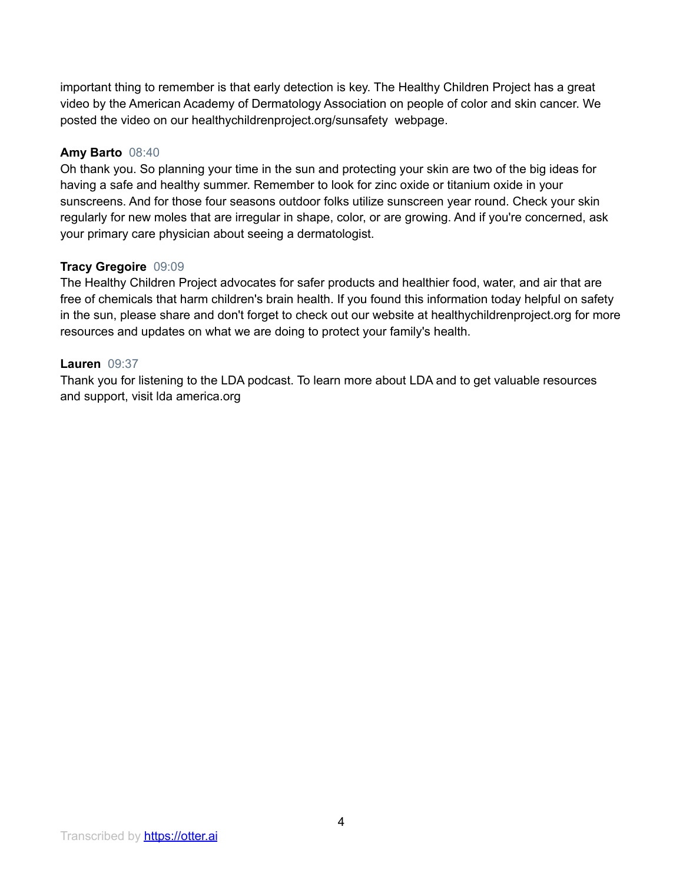important thing to remember is that early detection is key. The Healthy Children Project has a great video by the American Academy of Dermatology Association on people of color and skin cancer. We posted the video on our healthychildrenproject.org/sunsafety webpage.

**Amy Barto** 08:40
Oh thank you. So planning your time in the sun and protecting your skin are two of the big ideas for having a safe and healthy summer. Remember to look for zinc oxide or titanium oxide in your sunscreens. And for those four seasons outdoor folks utilize sunscreen year round. Check your skin regularly for new moles that are irregular in shape, color, or are growing. And if you're concerned, ask your primary care physician about seeing a dermatologist.

**Tracy Gregoire** 09:09
The Healthy Children Project advocates for safer products and healthier food, water, and air that are free of chemicals that harm children's brain health. If you found this information today helpful on safety in the sun, please share and don't forget to check out our website at healthychildrenproject.org for more resources and updates on what we are doing to protect your family's health.

**Lauren** 09:37
Thank you for listening to the LDA podcast. To learn more about LDA and to get valuable resources and support, visit lda america.org

Transcribed by [https://otter.ai](https://otter.ai)